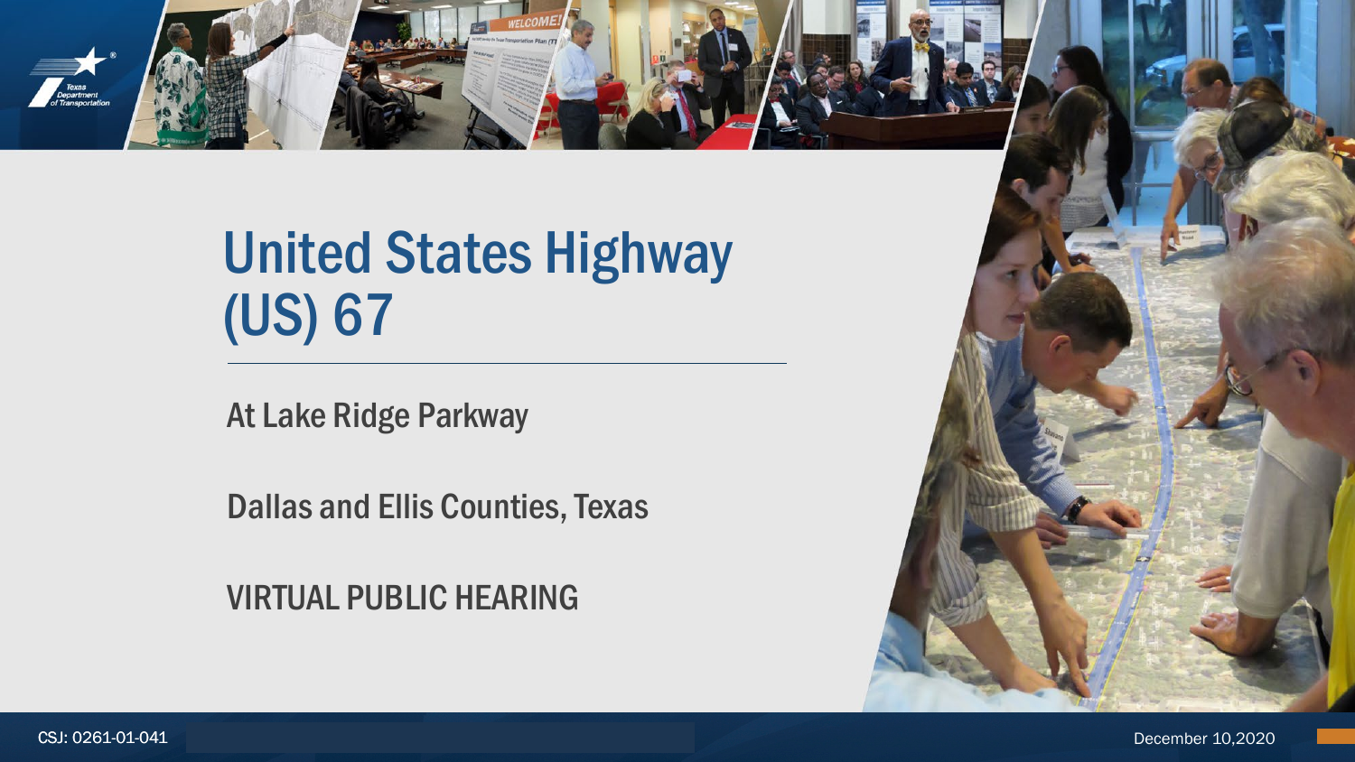# United States Highway (US) 67

At Lake Ridge Parkway

Dallas and Ellis Counties, Texas

VIRTUAL PUBLIC HEARING

CSJ: 0261-01-041

December 10,2020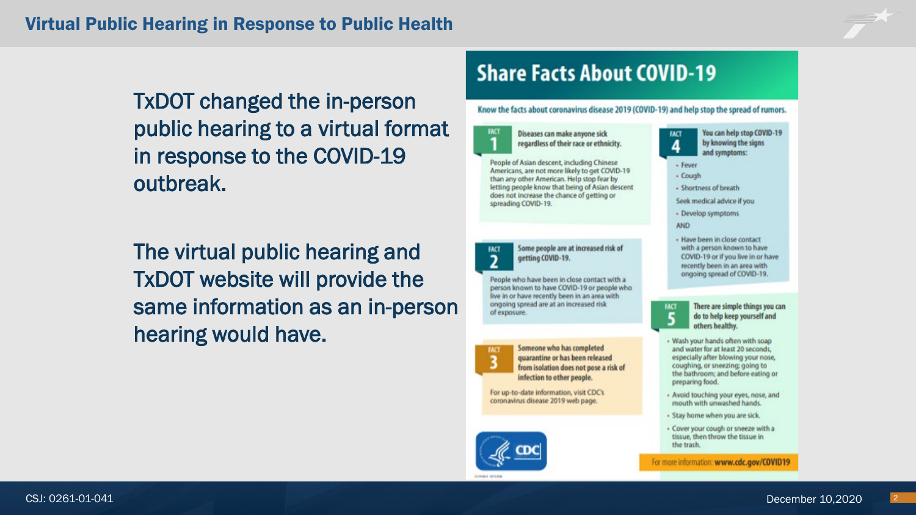# Virtual Public Hearing in Response to Public Health

TxDOT changed the in-person public hearing to a virtual format in response to the COVID-19 outbreak.

The virtual public hearing and TxDOT website will provide the same information as an in-person hearing would have.

## Share Facts About COVID-19

Know the facts about coronavirus disease 2019 (COVID-19) and help stop the spread of rumors.

**FACT 1**

**Diseases can make anyone sick regardless of their race or ethnicity.**

People of Asian descent, including Chinese Americans, are not more likely to get COVID-19 than any other American. Help stop fear by letting people know that being of Asian descent does not increase the chance of getting or spreading COVID-19.

**FACT 2**

**Some people are at increased risk of getting COVID-19.**

People who have been in close contact with a person known to have COVID-19 or people who live in or have recently been in an area with ongoing spread are at an increased risk of exposure.

**FACT 3**

**Someone who has completed quarantine or has been released from isolation does not pose a risk of infection to other people.**

For up-to-date information, visit CDC's coronavirus disease 2019 web page.

**FACT 4**

**You can help stop COVID-19 by knowing the signs and symptoms:**

- Fever
- Cough
- Shortness of breath

Seek medical advice if you

- Develop symptoms

AND

- Have been in close contact with a person known to have COVID-19 or if you live in or have recently been in an area with ongoing spread of COVID-19.

**FACT 5**

**There are simple things you can do to help keep yourself and others healthy.**

- Wash your hands often with soap and water for at least 20 seconds, especially after blowing your nose, coughing, or sneezing; going to the bathroom; and before eating or preparing food.
- Avoid touching your eyes, nose, and mouth with unwashed hands.
- Stay home when you are sick.
- Cover your cough or sneeze with a tissue, then throw the tissue in the trash.

CDC

For more information: **www.cdc.gov/COVID19**

CSJ: 0261-01-041

December 10,2020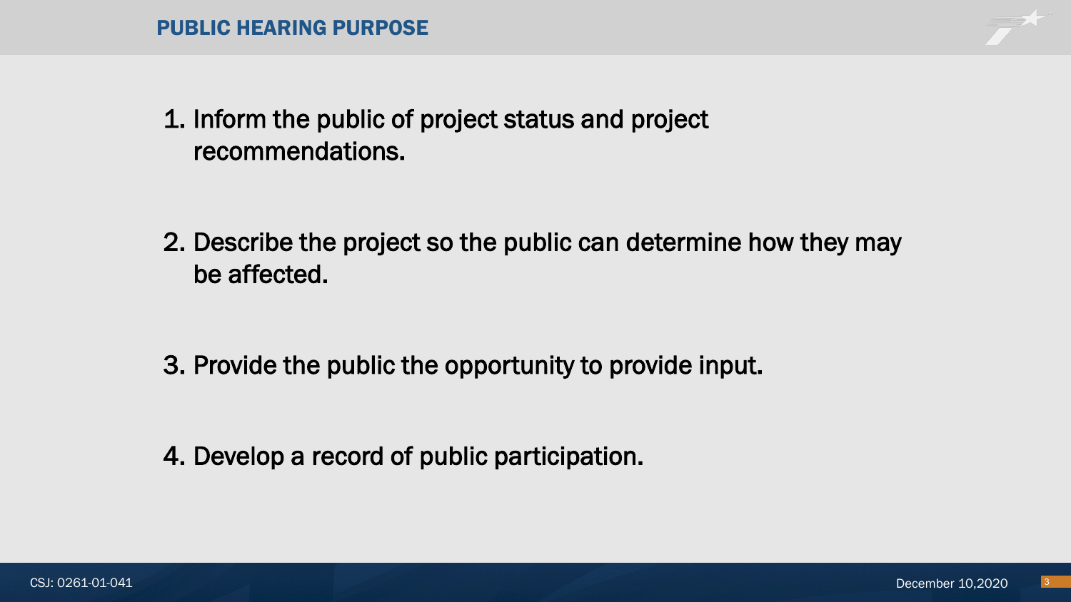## PUBLIC HEARING PURPOSE

1. Inform the public of project status and project recommendations.
2. Describe the project so the public can determine how they may be affected.
3. Provide the public the opportunity to provide input.
4. Develop a record of public participation.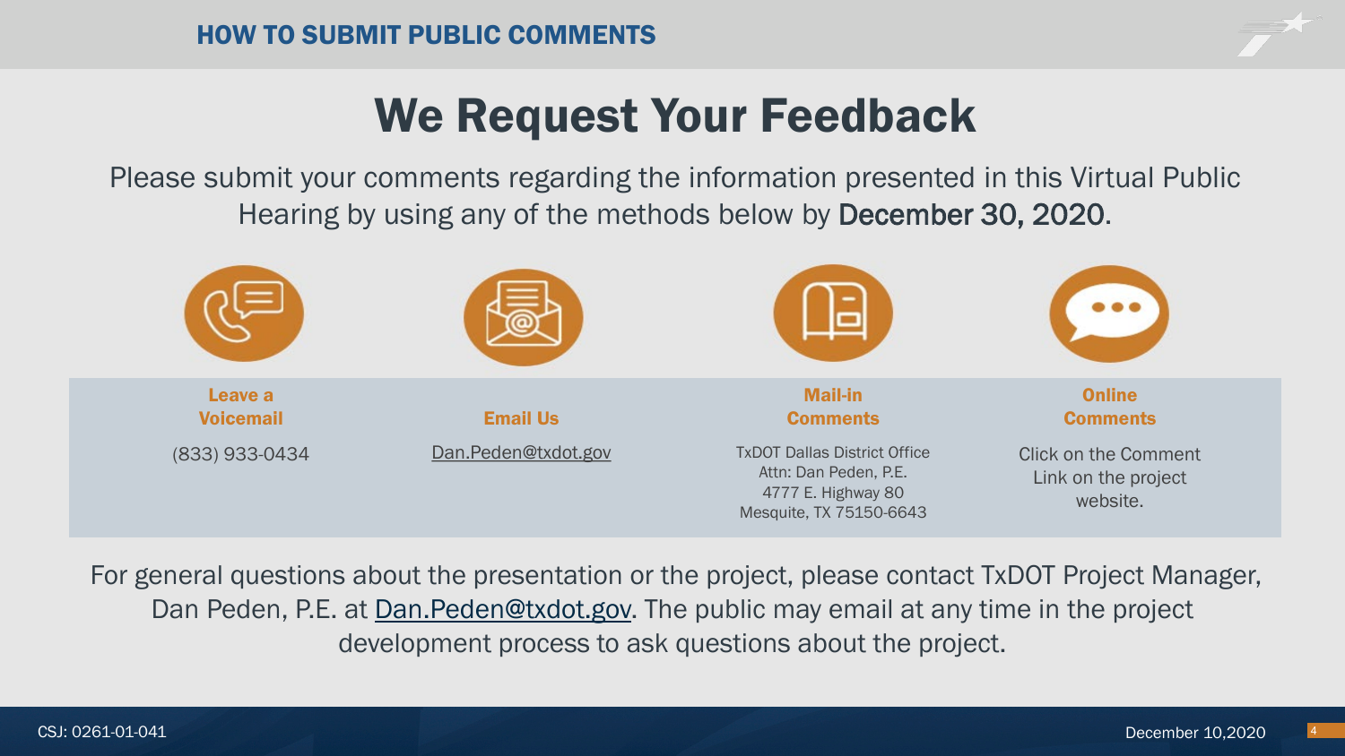## HOW TO SUBMIT PUBLIC COMMENTS

# We Request Your Feedback

Please submit your comments regarding the information presented in this Virtual Public Hearing by using any of the methods below by December 30, 2020.

| Leave a Voicemail | Email Us | Mail-in Comments | Online Comments |
|---|---|---|---|
| (833) 933-0434 | Dan.Peden@txdot.gov | TxDOT Dallas District Office<br>Attn: Dan Peden, P.E.<br>4777 E. Highway 80<br>Mesquite, TX 75150-6643 | Click on the Comment Link on the project website. |

For general questions about the presentation or the project, please contact TxDOT Project Manager, Dan Peden, P.E. at Dan.Peden@txdot.gov. The public may email at any time in the project development process to ask questions about the project.

CSJ: 0261-01-041

December 10,2020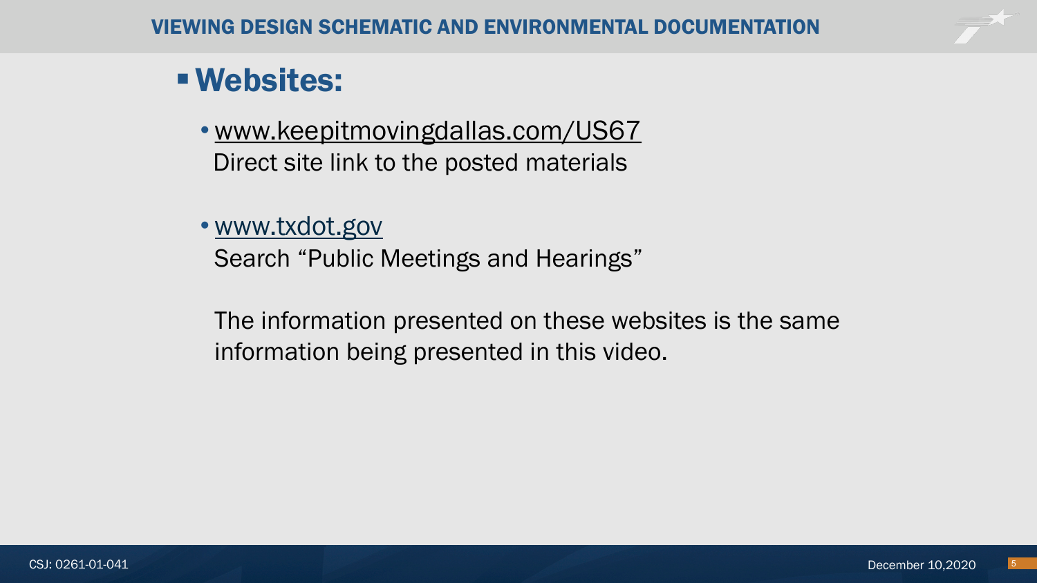# VIEWING DESIGN SCHEMATIC AND ENVIRONMENTAL DOCUMENTATION

## Websites:

- www.keepitmovingdallas.com/US67
  Direct site link to the posted materials

- www.txdot.gov
  Search "Public Meetings and Hearings"

  The information presented on these websites is the same information being presented in this video.

CSJ: 0261-01-041

December 10,2020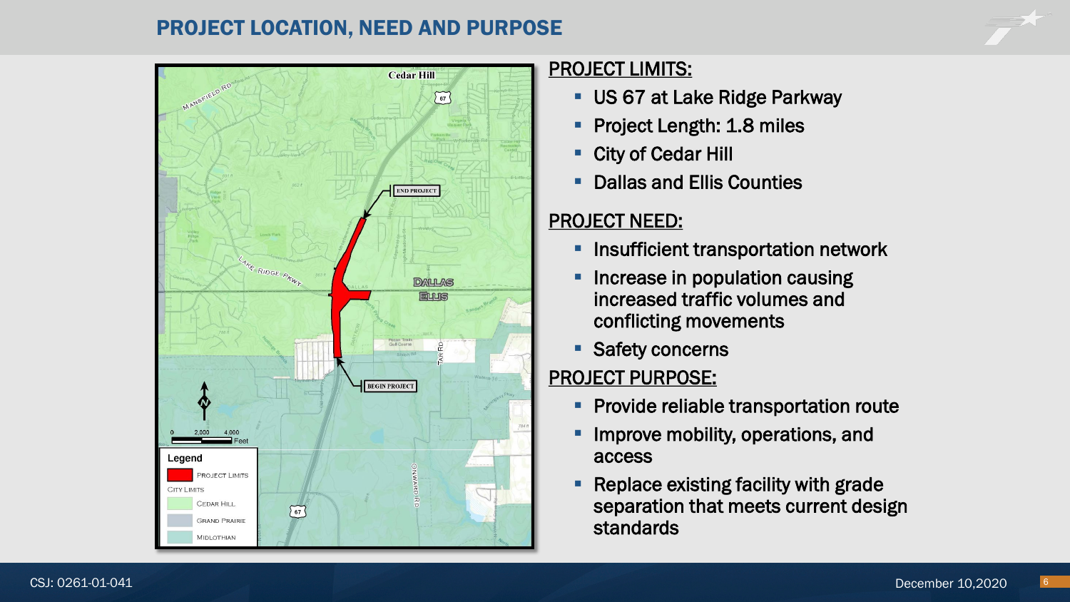# PROJECT LOCATION, NEED AND PURPOSE

Cedar Hill

MANSFIELD RD

LAKE RIDGE PKWY

END PROJECT

BEGIN PROJECT

DALLAS

ELLIS

TAR RD

ONWARD RD

0 2,000 4,000 Feet

**Legend**

- PROJECT LIMITS
- CITY LIMITS
  - CEDAR HILL
  - GRAND PRAIRIE
  - MIDLOTHIAN

## PROJECT LIMITS:

- US 67 at Lake Ridge Parkway
- Project Length: 1.8 miles
- City of Cedar Hill
- Dallas and Ellis Counties

## PROJECT NEED:

- Insufficient transportation network
- Increase in population causing increased traffic volumes and conflicting movements
- Safety concerns

## PROJECT PURPOSE:

- Provide reliable transportation route
- Improve mobility, operations, and access
- Replace existing facility with grade separation that meets current design standards

CSJ: 0261-01-041

December 10,2020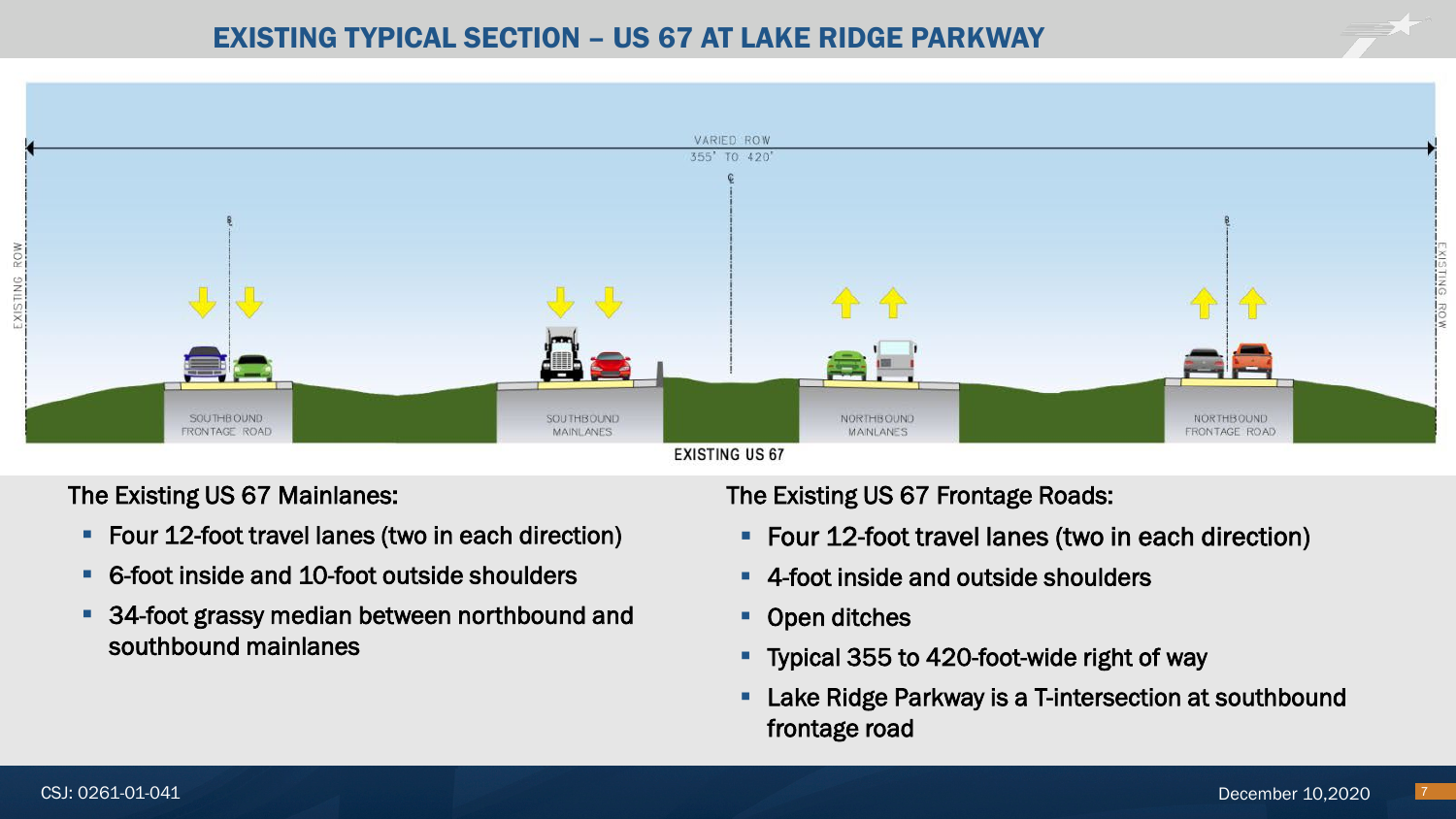# EXISTING TYPICAL SECTION – US 67 AT LAKE RIDGE PARKWAY

VARIED ROW
355' TO 420'

EXISTING ROW

SOUTHBOUND FRONTAGE ROAD

SOUTHBOUND MAINLANES

NORTHBOUND MAINLANES

NORTHBOUND FRONTAGE ROAD

EXISTING ROW

EXISTING US 67

The Existing US 67 Mainlanes:

- Four 12-foot travel lanes (two in each direction)
- 6-foot inside and 10-foot outside shoulders
- 34-foot grassy median between northbound and southbound mainlanes

The Existing US 67 Frontage Roads:

- Four 12-foot travel lanes (two in each direction)
- 4-foot inside and outside shoulders
- Open ditches
- Typical 355 to 420-foot-wide right of way
- Lake Ridge Parkway is a T-intersection at southbound frontage road

CSJ: 0261-01-041

December 10,2020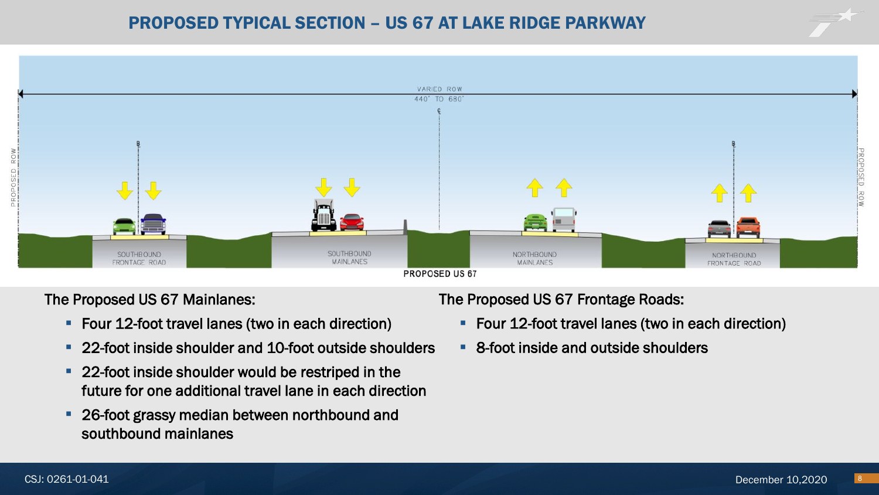# PROPOSED TYPICAL SECTION – US 67 AT LAKE RIDGE PARKWAY

VARIED ROW
440' TO 680'

PROPOSED ROW

SOUTHBOUND FRONTAGE ROAD

SOUTHBOUND MAINLANES

NORTHBOUND MAINLANES

NORTHBOUND FRONTAGE ROAD

PROPOSED US 67

The Proposed US 67 Mainlanes:

- Four 12-foot travel lanes (two in each direction)
- 22-foot inside shoulder and 10-foot outside shoulders
- 22-foot inside shoulder would be restriped in the future for one additional travel lane in each direction
- 26-foot grassy median between northbound and southbound mainlanes

The Proposed US 67 Frontage Roads:

- Four 12-foot travel lanes (two in each direction)
- 8-foot inside and outside shoulders

CSJ: 0261-01-041

December 10,2020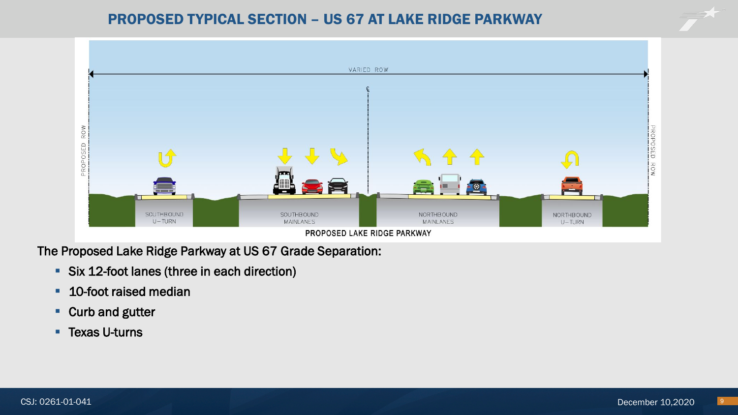# PROPOSED TYPICAL SECTION – US 67 AT LAKE RIDGE PARKWAY

VARIED ROW

PROPOSED ROW

SOUTHBOUND U-TURN

SOUTHBOUND MAINLANES

NORTHBOUND MAINLANES

NORTHBOUND U-TURN

PROPOSED LAKE RIDGE PARKWAY

The Proposed Lake Ridge Parkway at US 67 Grade Separation:

- Six 12-foot lanes (three in each direction)
- 10-foot raised median
- Curb and gutter
- Texas U-turns

CSJ: 0261-01-041

December 10,2020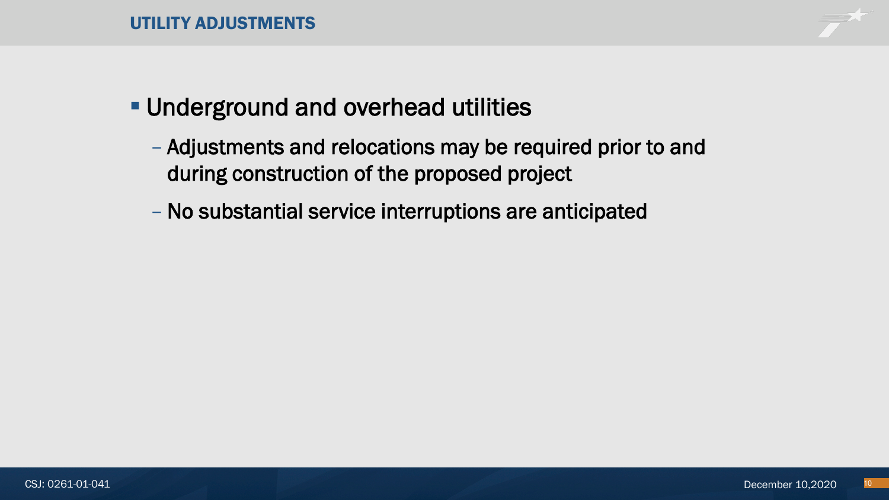## UTILITY ADJUSTMENTS

- Underground and overhead utilities
  - Adjustments and relocations may be required prior to and during construction of the proposed project
  - No substantial service interruptions are anticipated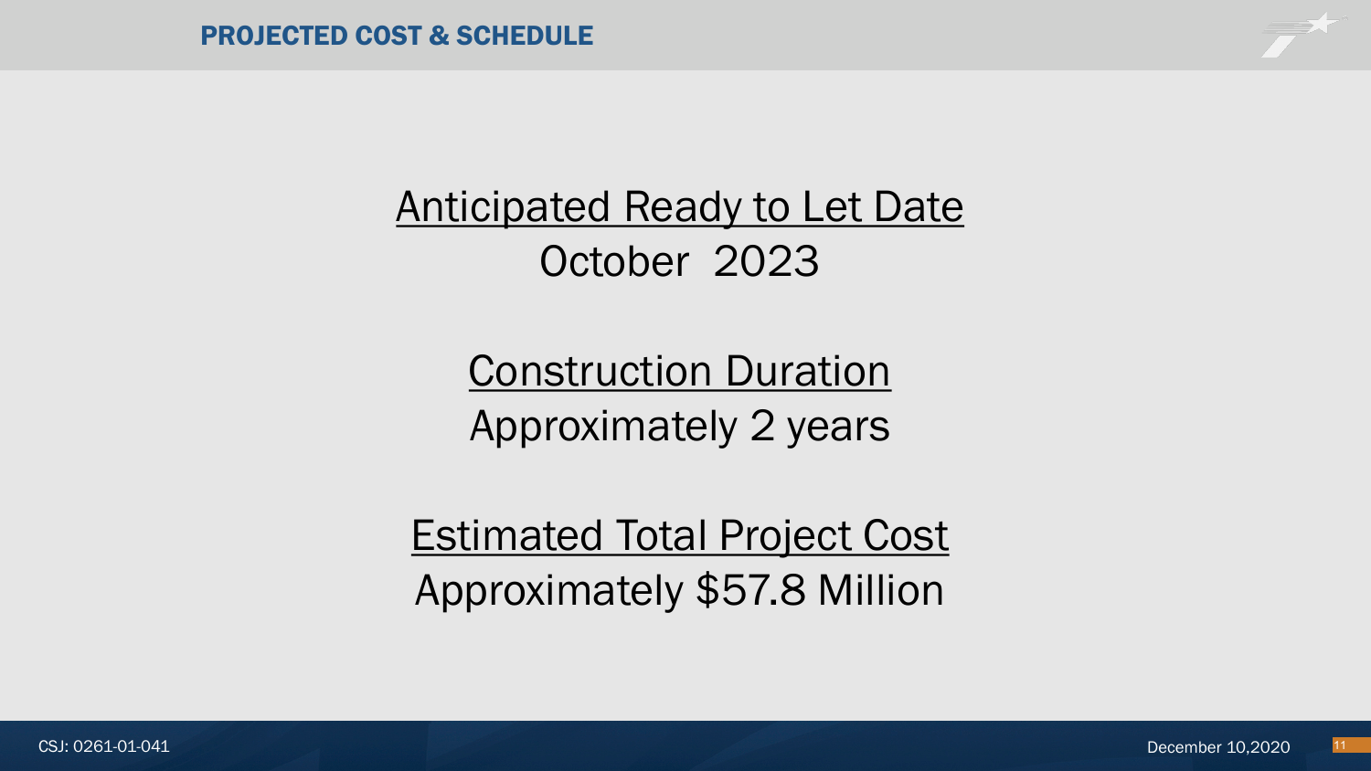## PROJECTED COST & SCHEDULE

<u>Anticipated Ready to Let Date</u>

October 2023

<u>Construction Duration</u>

Approximately 2 years

<u>Estimated Total Project Cost</u>

Approximately $57.8 Million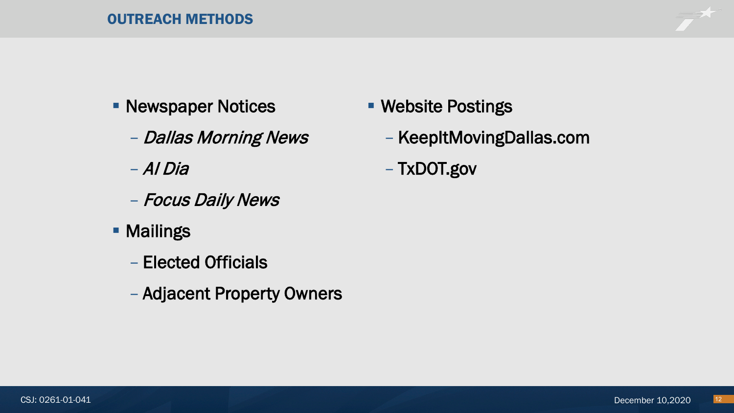# OUTREACH METHODS

- Newspaper Notices
  - *Dallas Morning News*
  - *Al Dia*
  - *Focus Daily News*
- Mailings
  - Elected Officials
  - Adjacent Property Owners
- Website Postings
  - KeepItMovingDallas.com
  - TxDOT.gov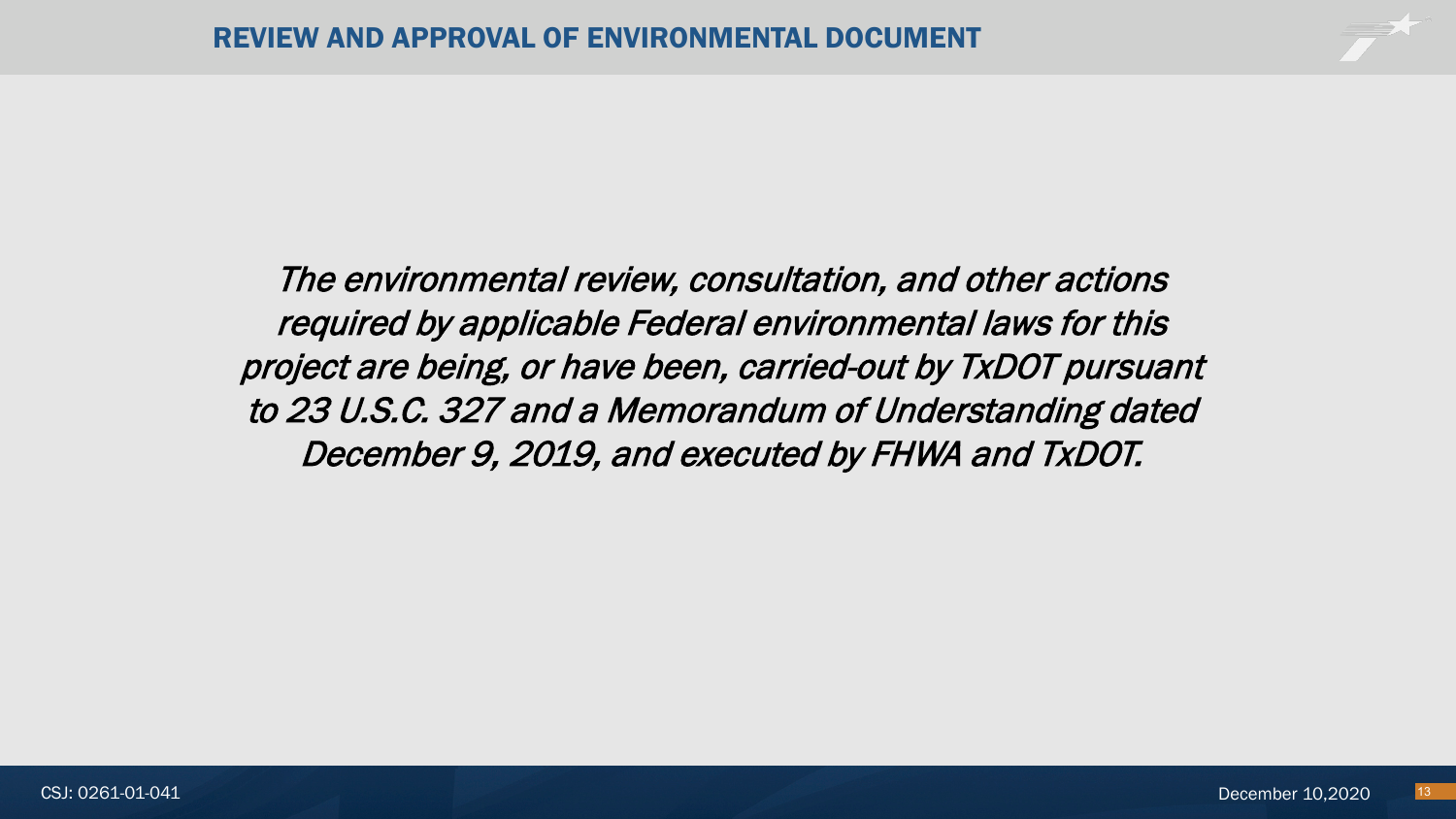# REVIEW AND APPROVAL OF ENVIRONMENTAL DOCUMENT

*The environmental review, consultation, and other actions required by applicable Federal environmental laws for this project are being, or have been, carried-out by TxDOT pursuant to 23 U.S.C. 327 and a Memorandum of Understanding dated December 9, 2019, and executed by FHWA and TxDOT.*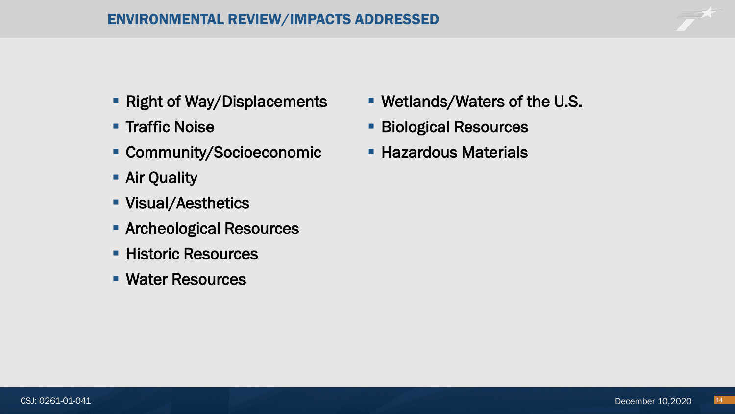# ENVIRONMENTAL REVIEW/IMPACTS ADDRESSED

- Right of Way/Displacements
- Traffic Noise
- Community/Socioeconomic
- Air Quality
- Visual/Aesthetics
- Archeological Resources
- Historic Resources
- Water Resources
- Wetlands/Waters of the U.S.
- Biological Resources
- Hazardous Materials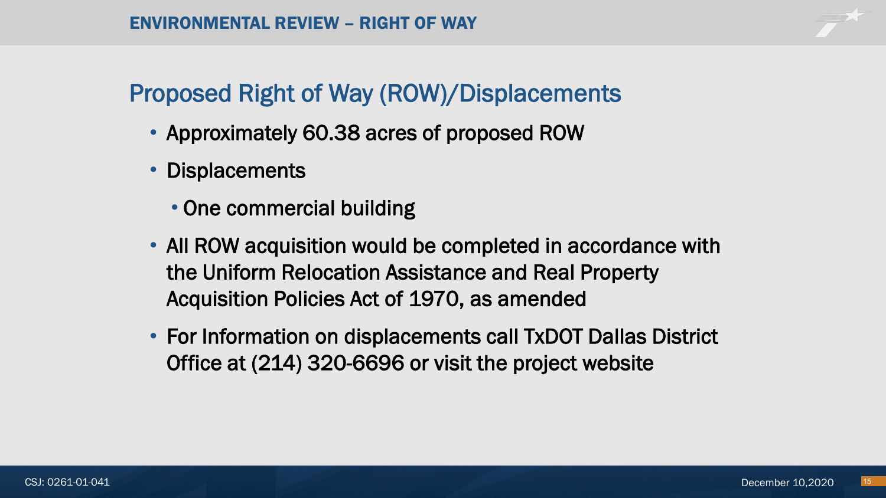## ENVIRONMENTAL REVIEW – RIGHT OF WAY

# Proposed Right of Way (ROW)/Displacements

- Approximately 60.38 acres of proposed ROW
- Displacements
  - One commercial building
- All ROW acquisition would be completed in accordance with the Uniform Relocation Assistance and Real Property Acquisition Policies Act of 1970, as amended
- For Information on displacements call TxDOT Dallas District Office at (214) 320-6696 or visit the project website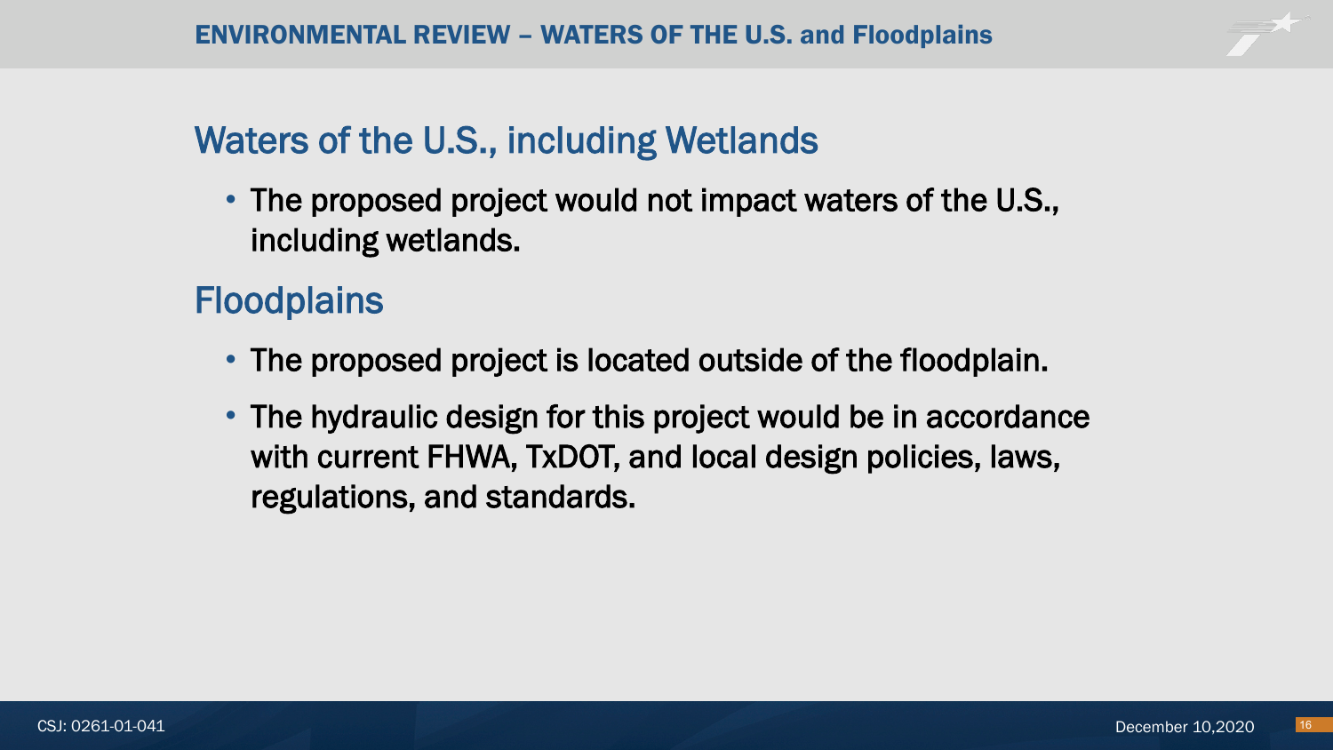# ENVIRONMENTAL REVIEW – WATERS OF THE U.S. and Floodplains

## Waters of the U.S., including Wetlands

- The proposed project would not impact waters of the U.S., including wetlands.

## Floodplains

- The proposed project is located outside of the floodplain.
- The hydraulic design for this project would be in accordance with current FHWA, TxDOT, and local design policies, laws, regulations, and standards.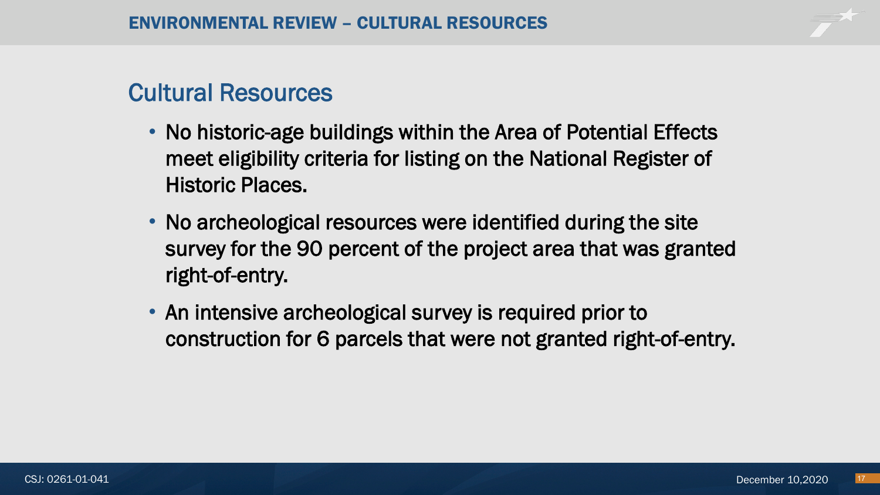## Cultural Resources

- No historic-age buildings within the Area of Potential Effects meet eligibility criteria for listing on the National Register of Historic Places.
- No archeological resources were identified during the site survey for the 90 percent of the project area that was granted right-of-entry.
- An intensive archeological survey is required prior to construction for 6 parcels that were not granted right-of-entry.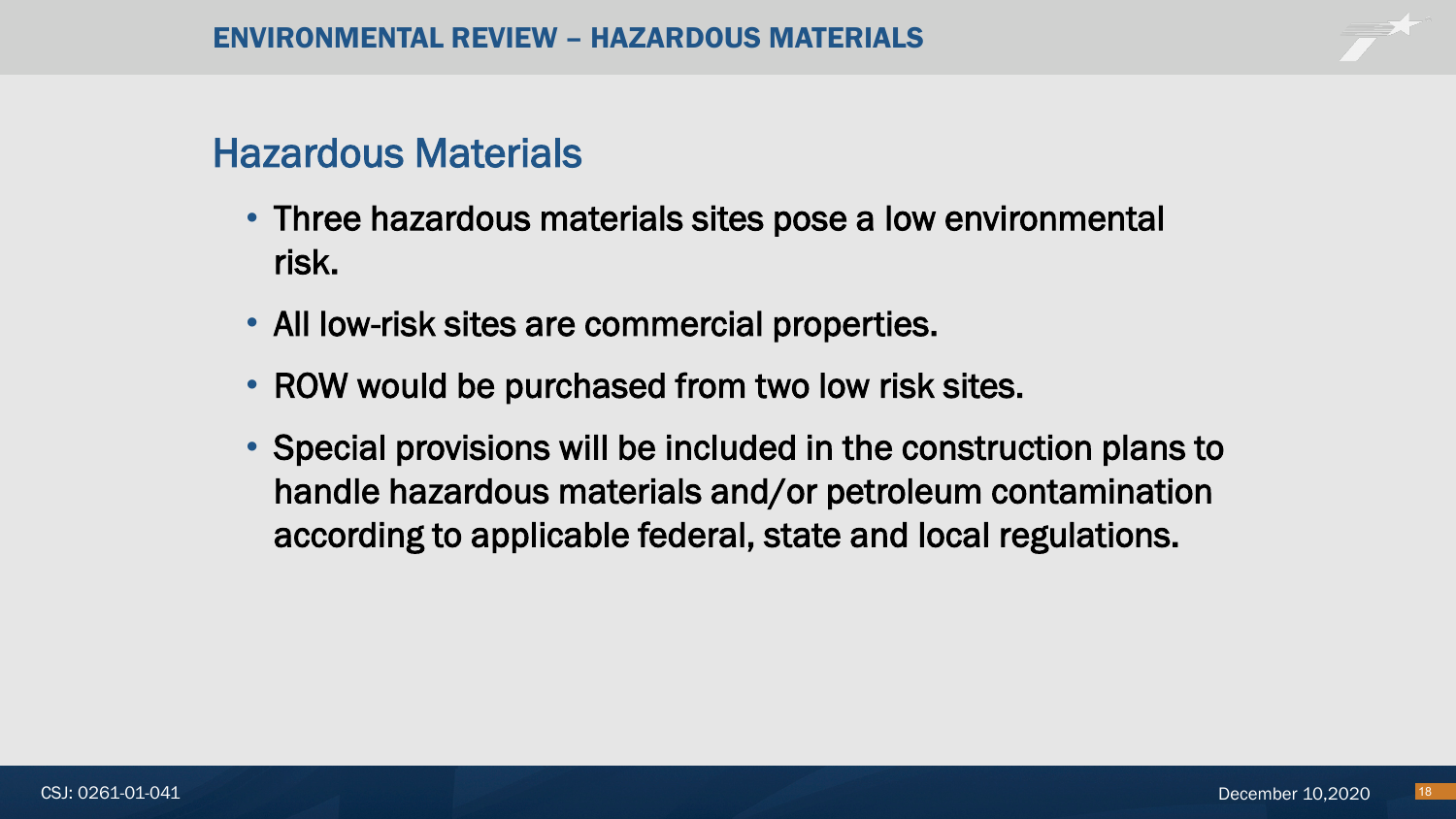## Hazardous Materials

- Three hazardous materials sites pose a low environmental risk.
- All low-risk sites are commercial properties.
- ROW would be purchased from two low risk sites.
- Special provisions will be included in the construction plans to handle hazardous materials and/or petroleum contamination according to applicable federal, state and local regulations.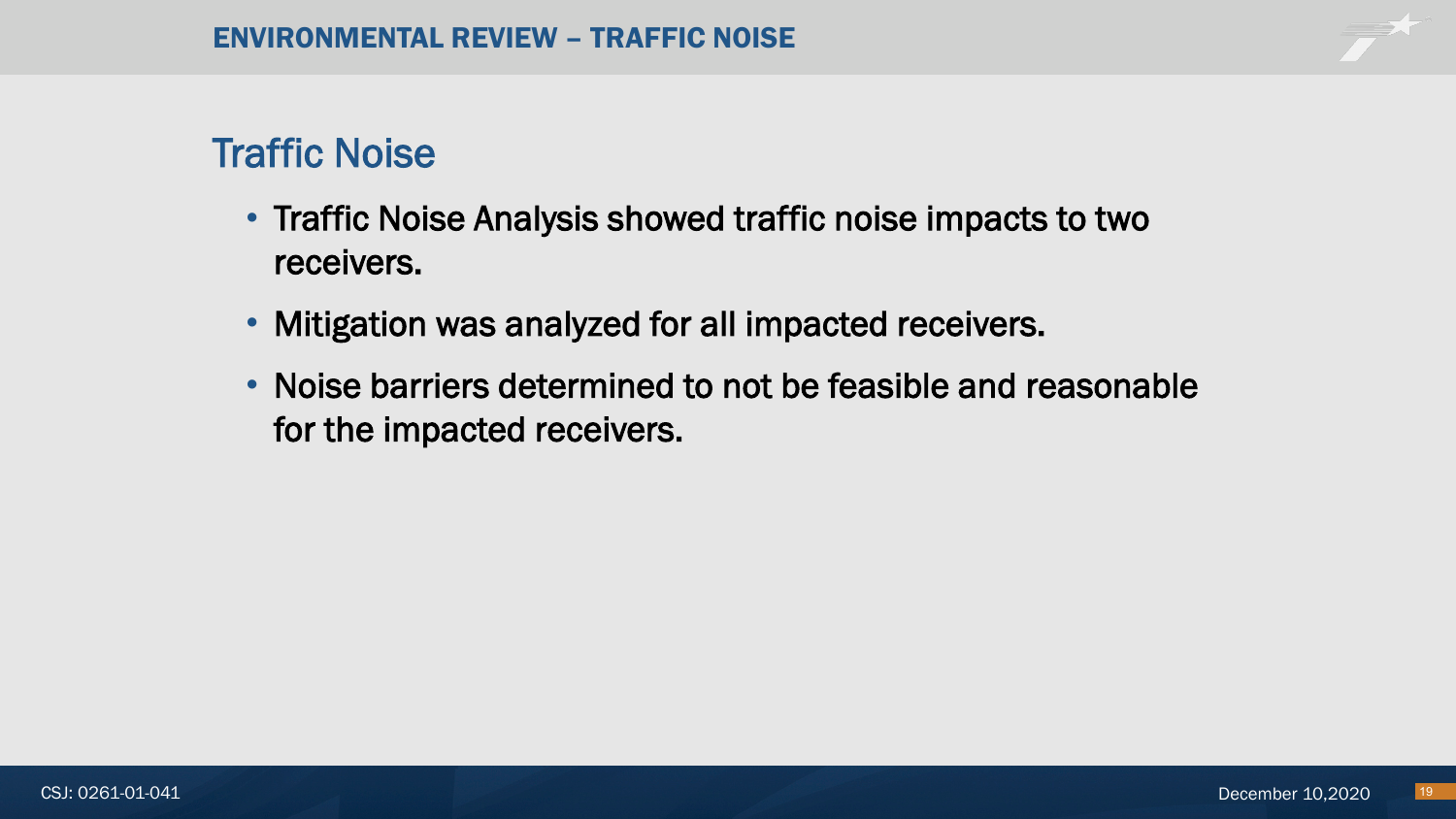# Traffic Noise

- Traffic Noise Analysis showed traffic noise impacts to two receivers.
- Mitigation was analyzed for all impacted receivers.
- Noise barriers determined to not be feasible and reasonable for the impacted receivers.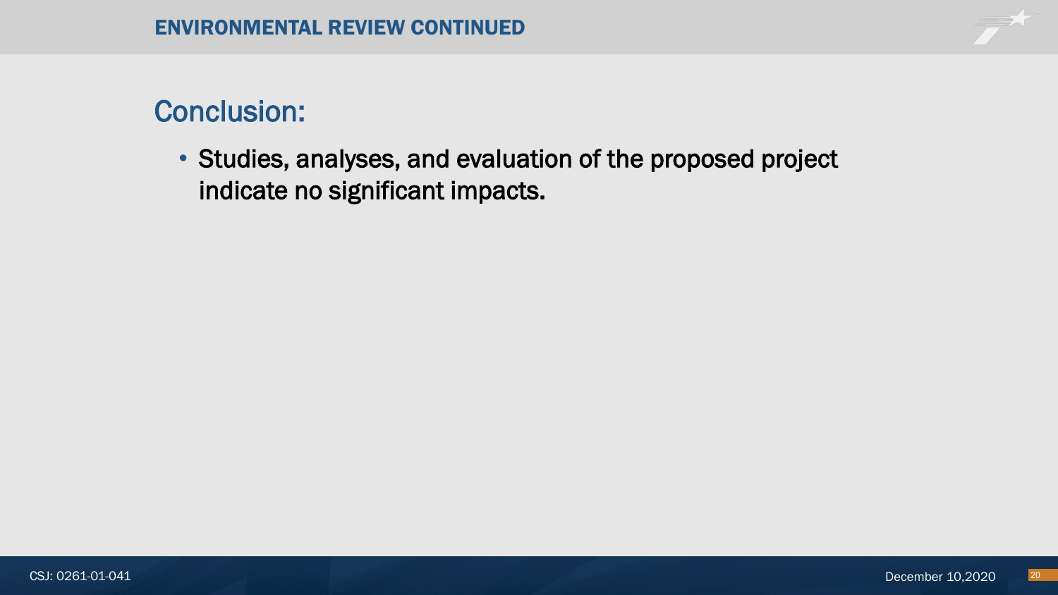## ENVIRONMENTAL REVIEW CONTINUED

### Conclusion:

- Studies, analyses, and evaluation of the proposed project indicate no significant impacts.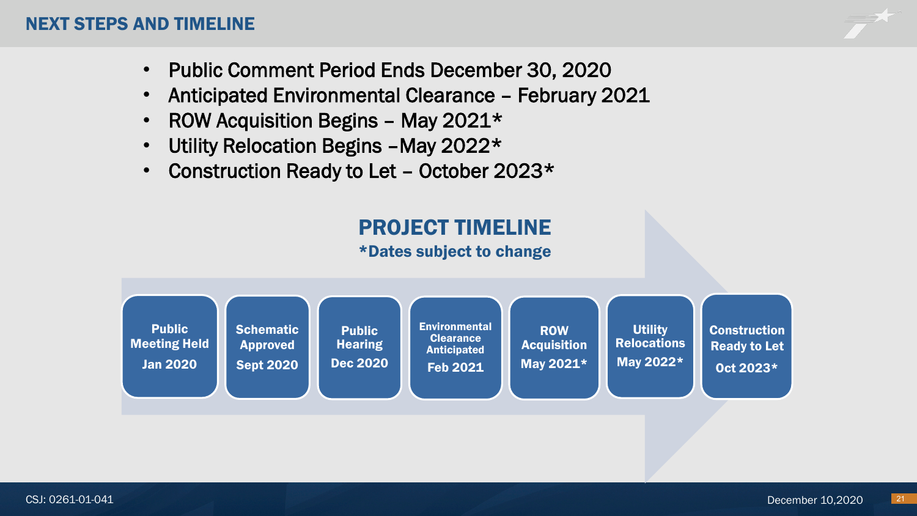## NEXT STEPS AND TIMELINE

- Public Comment Period Ends December 30, 2020
- Anticipated Environmental Clearance – February 2021
- ROW Acquisition Begins – May 2021*
- Utility Relocation Begins –May 2022*
- Construction Ready to Let – October 2023*

### PROJECT TIMELINE

**\*Dates subject to change**

| Public Meeting Held | Schematic Approved | Public Hearing | Environmental Clearance Anticipated | ROW Acquisition | Utility Relocations | Construction Ready to Let |
|---|---|---|---|---|---|---|
| Jan 2020 | Sept 2020 | Dec 2020 | Feb 2021 | May 2021* | May 2022* | Oct 2023* |

CSJ: 0261-01-041

December 10,2020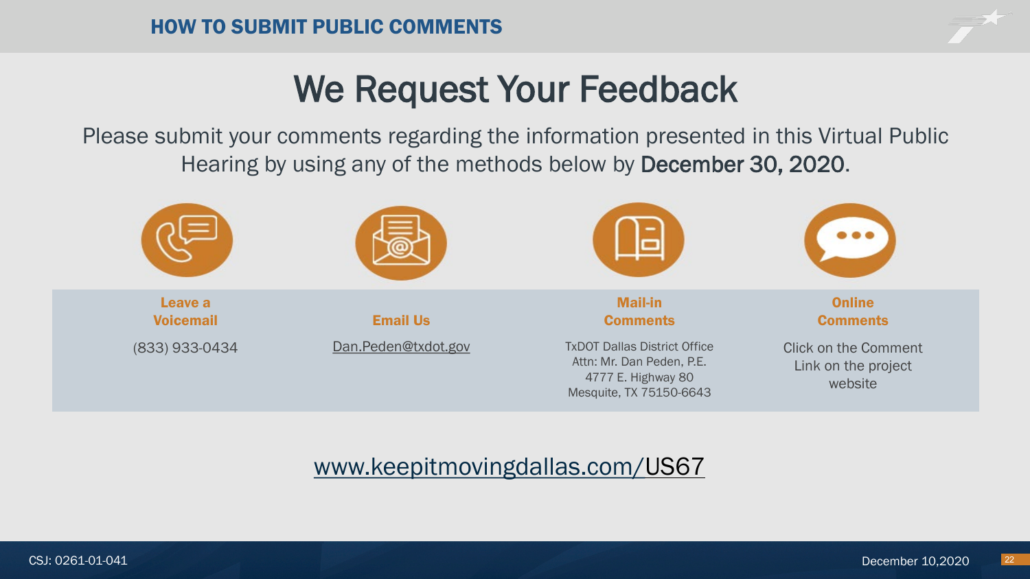## HOW TO SUBMIT PUBLIC COMMENTS

# We Request Your Feedback

Please submit your comments regarding the information presented in this Virtual Public Hearing by using any of the methods below by **December 30, 2020**.

| Leave a Voicemail | Email Us | Mail-in Comments | Online Comments |
|---|---|---|---|
| (833) 933-0434 | Dan.Peden@txdot.gov | TxDOT Dallas District Office<br>Attn: Mr. Dan Peden, P.E.<br>4777 E. Highway 80<br>Mesquite, TX 75150-6643 | Click on the Comment Link on the project website |

www.keepitmovingdallas.com/US67

CSJ: 0261-01-041

December 10,2020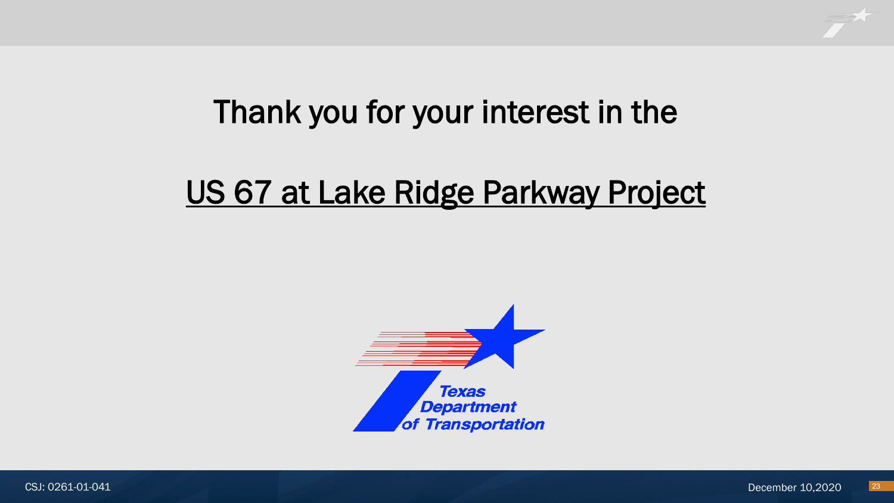# Thank you for your interest in the

## US 67 at Lake Ridge Parkway Project

Texas Department of Transportation

CSJ: 0261-01-041

December 10,2020